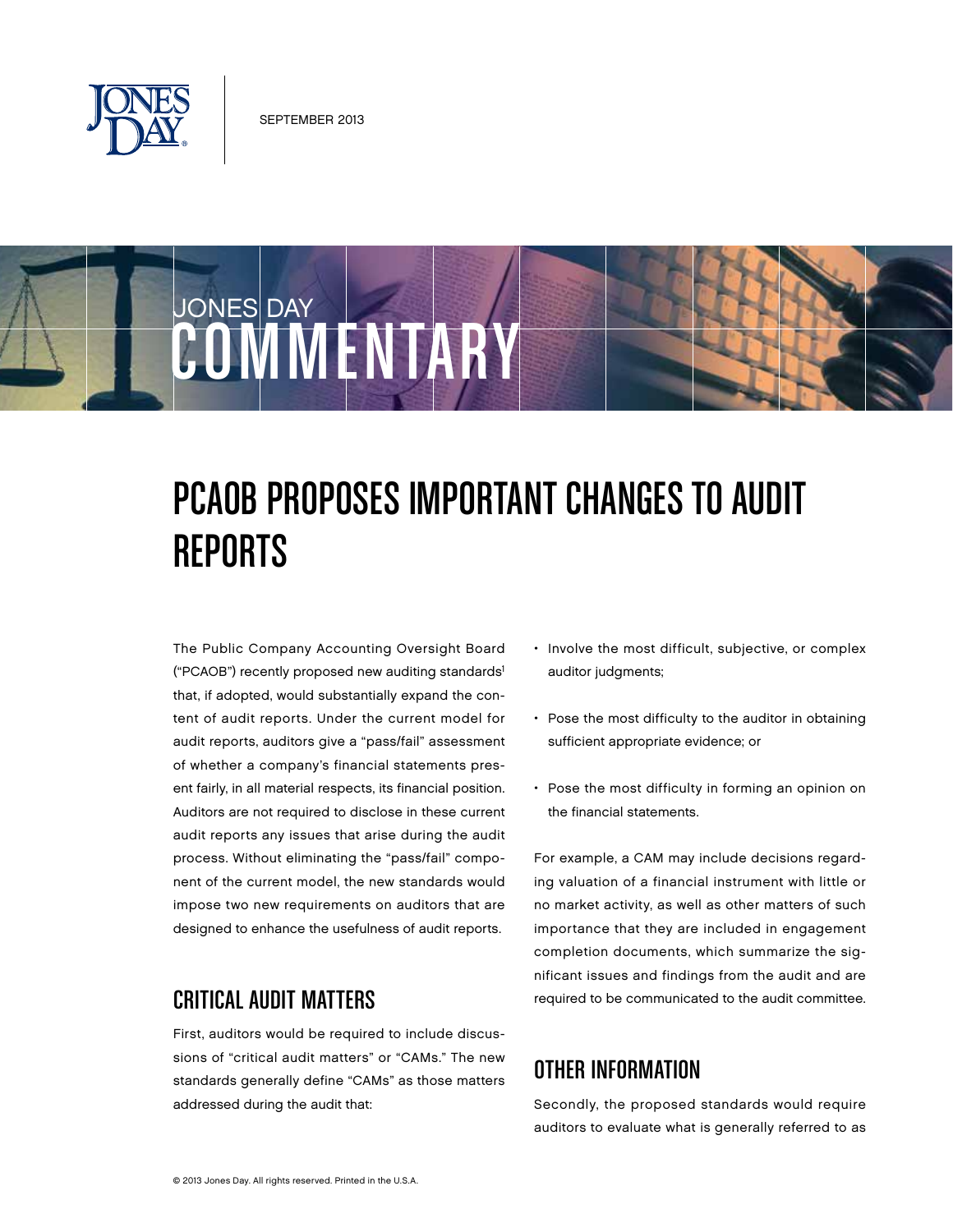SEPTEMBER 2013

JONES DAY COMMENTARY

# PCAOB PROPOSES IMPORTANT CHANGES TO AUDIT REPORTS

The Public Company Accounting Oversight Board ("PCAOB") recently proposed new auditing standards[1] that, if adopted, would substantially expand the content of audit reports. Under the current model for audit reports, auditors give a "pass/fail" assessment of whether a company's financial statements present fairly, in all material respects, its financial position. Auditors are not required to disclose in these current audit reports any issues that arise during the audit process. Without eliminating the "pass/fail" component of the current model, the new standards would impose two new requirements on auditors that are designed to enhance the usefulness of audit reports.

## CRITICAL AUDIT MATTERS

First, auditors would be required to include discussions of "critical audit matters" or "CAMs." The new standards generally define "CAMs" as those matters addressed during the audit that:

- Involve the most difficult, subjective, or complex auditor judgments;
- Pose the most difficulty to the auditor in obtaining sufficient appropriate evidence; or
- Pose the most difficulty in forming an opinion on the financial statements.

For example, a CAM may include decisions regarding valuation of a financial instrument with little or no market activity, as well as other matters of such importance that they are included in engagement completion documents, which summarize the significant issues and findings from the audit and are required to be communicated to the audit committee.

## OTHER INFORMATION

Secondly, the proposed standards would require auditors to evaluate what is generally referred to as

© 2013 Jones Day. All rights reserved. Printed in the U.S.A.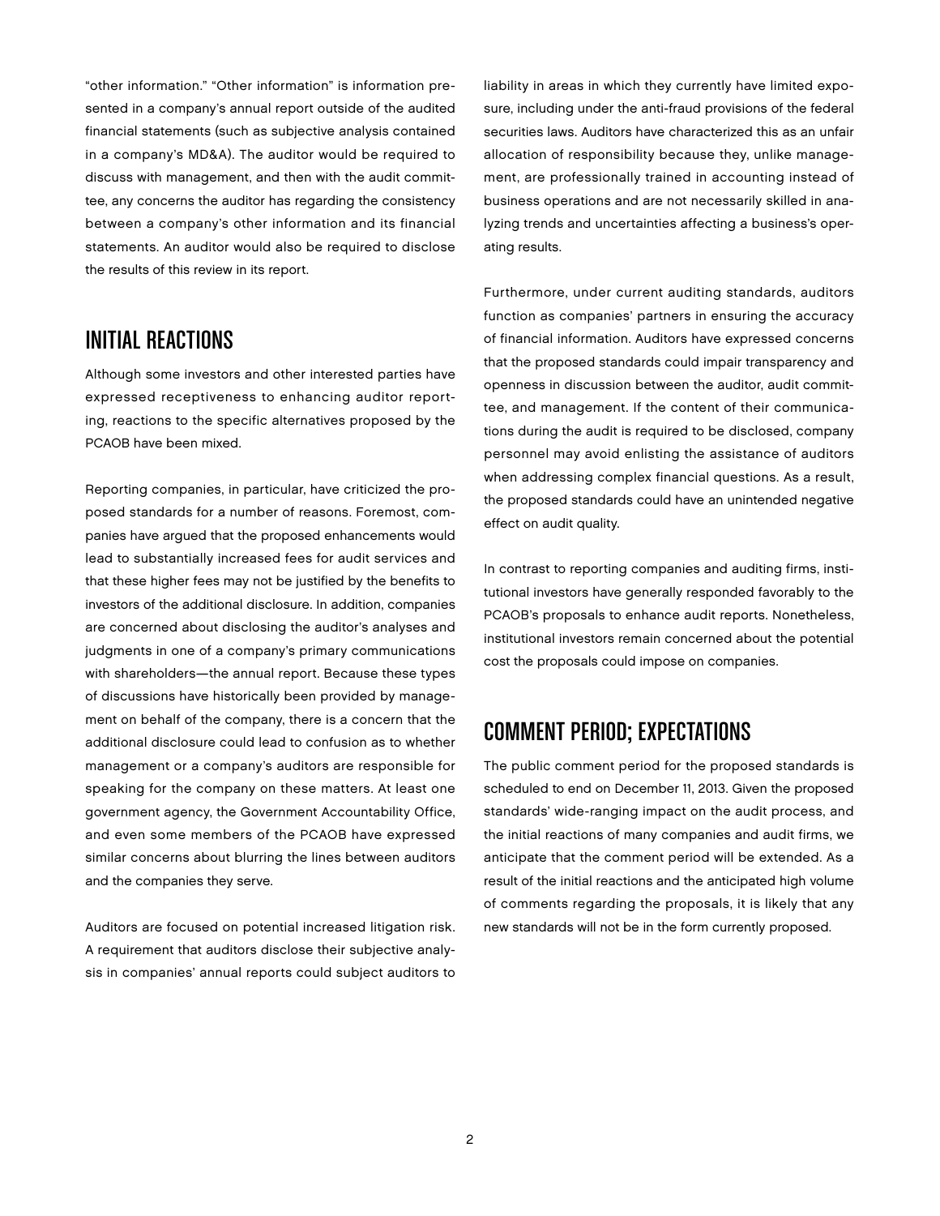"other information." "Other information" is information presented in a company's annual report outside of the audited financial statements (such as subjective analysis contained in a company's MD&A). The auditor would be required to discuss with management, and then with the audit committee, any concerns the auditor has regarding the consistency between a company's other information and its financial statements. An auditor would also be required to disclose the results of this review in its report.

## INITIAL REACTIONS

Although some investors and other interested parties have expressed receptiveness to enhancing auditor reporting, reactions to the specific alternatives proposed by the PCAOB have been mixed.

Reporting companies, in particular, have criticized the proposed standards for a number of reasons. Foremost, companies have argued that the proposed enhancements would lead to substantially increased fees for audit services and that these higher fees may not be justified by the benefits to investors of the additional disclosure. In addition, companies are concerned about disclosing the auditor's analyses and judgments in one of a company's primary communications with shareholders—the annual report. Because these types of discussions have historically been provided by management on behalf of the company, there is a concern that the additional disclosure could lead to confusion as to whether management or a company's auditors are responsible for speaking for the company on these matters. At least one government agency, the Government Accountability Office, and even some members of the PCAOB have expressed similar concerns about blurring the lines between auditors and the companies they serve.

Auditors are focused on potential increased litigation risk. A requirement that auditors disclose their subjective analysis in companies' annual reports could subject auditors to liability in areas in which they currently have limited exposure, including under the anti-fraud provisions of the federal securities laws. Auditors have characterized this as an unfair allocation of responsibility because they, unlike management, are professionally trained in accounting instead of business operations and are not necessarily skilled in analyzing trends and uncertainties affecting a business's operating results.

Furthermore, under current auditing standards, auditors function as companies' partners in ensuring the accuracy of financial information. Auditors have expressed concerns that the proposed standards could impair transparency and openness in discussion between the auditor, audit committee, and management. If the content of their communications during the audit is required to be disclosed, company personnel may avoid enlisting the assistance of auditors when addressing complex financial questions. As a result, the proposed standards could have an unintended negative effect on audit quality.

In contrast to reporting companies and auditing firms, institutional investors have generally responded favorably to the PCAOB's proposals to enhance audit reports. Nonetheless, institutional investors remain concerned about the potential cost the proposals could impose on companies.

## COMMENT PERIOD; EXPECTATIONS

The public comment period for the proposed standards is scheduled to end on December 11, 2013. Given the proposed standards' wide-ranging impact on the audit process, and the initial reactions of many companies and audit firms, we anticipate that the comment period will be extended. As a result of the initial reactions and the anticipated high volume of comments regarding the proposals, it is likely that any new standards will not be in the form currently proposed.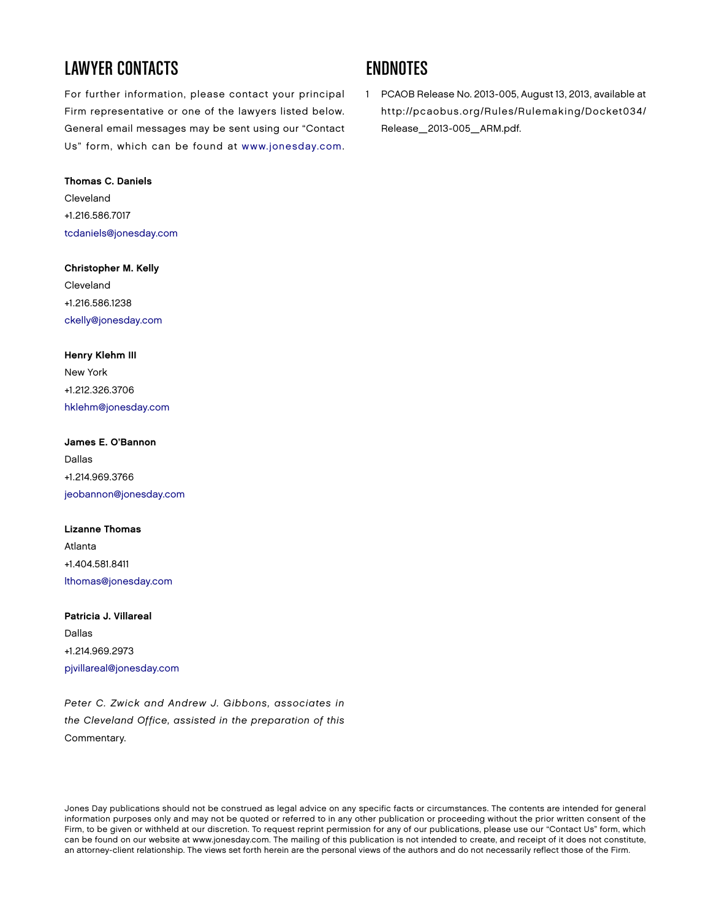## LAWYER CONTACTS

For further information, please contact your principal Firm representative or one of the lawyers listed below. General email messages may be sent using our "Contact Us" form, which can be found at www.jonesday.com.

**Thomas C. Daniels**
Cleveland
+1.216.586.7017
tcdaniels@jonesday.com

**Christopher M. Kelly**
Cleveland
+1.216.586.1238
ckelly@jonesday.com

**Henry Klehm III**
New York
+1.212.326.3706
hklehm@jonesday.com

**James E. O'Bannon**
Dallas
+1.214.969.3766
jeobannon@jonesday.com

**Lizanne Thomas**
Atlanta
+1.404.581.8411
lthomas@jonesday.com

**Patricia J. Villareal**
Dallas
+1.214.969.2973
pjvillareal@jonesday.com

*Peter C. Zwick and Andrew J. Gibbons, associates in the Cleveland Office, assisted in the preparation of this* Commentary.

## ENDNOTES

1 PCAOB Release No. 2013-005, August 13, 2013, available at http://pcaobus.org/Rules/Rulemaking/Docket034/Release_2013-005_ARM.pdf.

Jones Day publications should not be construed as legal advice on any specific facts or circumstances. The contents are intended for general information purposes only and may not be quoted or referred to in any other publication or proceeding without the prior written consent of the Firm, to be given or withheld at our discretion. To request reprint permission for any of our publications, please use our "Contact Us" form, which can be found on our website at www.jonesday.com. The mailing of this publication is not intended to create, and receipt of it does not constitute, an attorney-client relationship. The views set forth herein are the personal views of the authors and do not necessarily reflect those of the Firm.